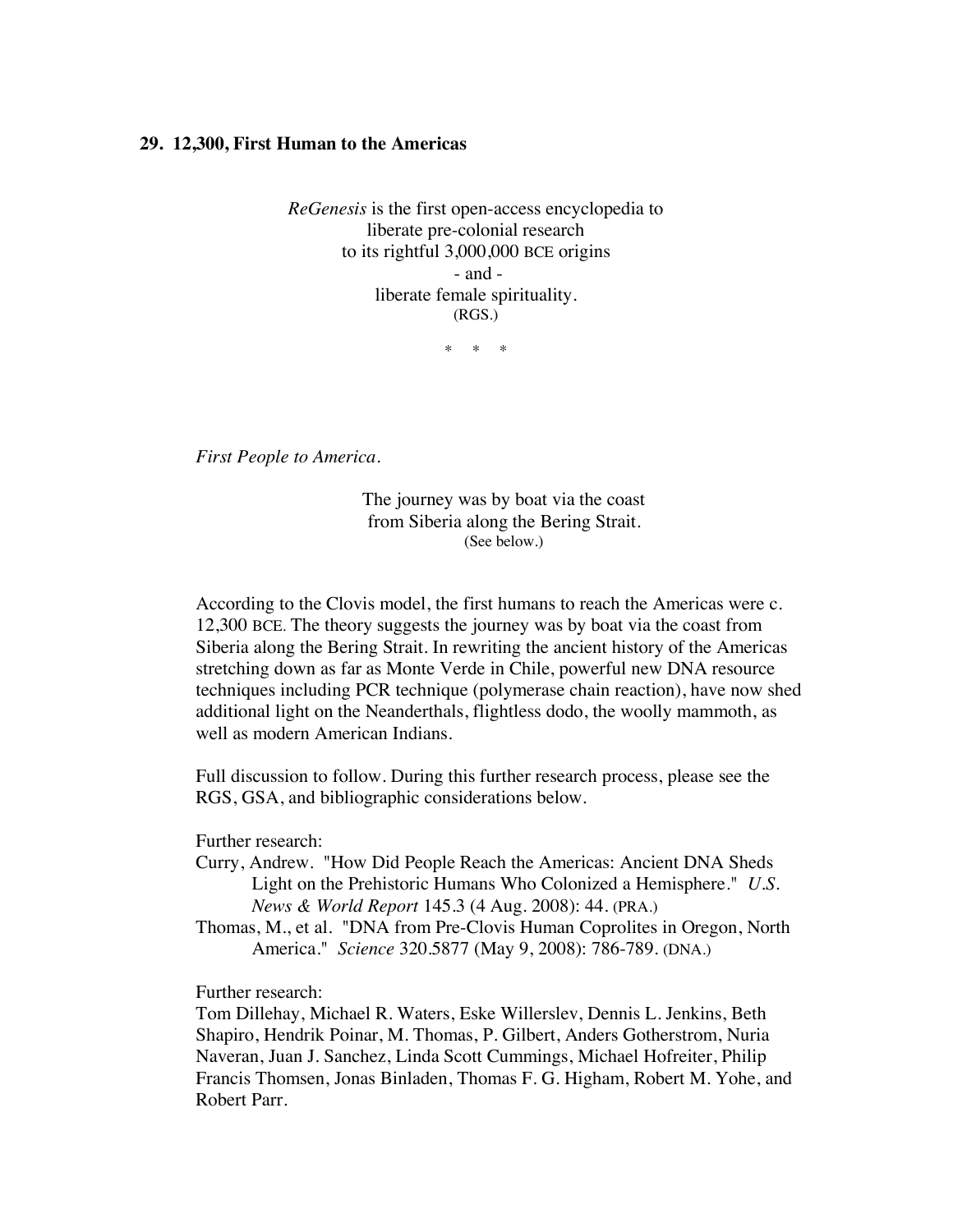**29. 12,300, First Human to the Americas**

*ReGenesis* is the first open-access encyclopedia to
liberate pre-colonial research
to its rightful 3,000,000 BCE origins
\- and -
liberate female spirituality.
(RGS.)

\* \* \*

*First People to America.*

The journey was by boat via the coast
from Siberia along the Bering Strait.
(See below.)

According to the Clovis model, the first humans to reach the Americas were c. 12,300 BCE. The theory suggests the journey was by boat via the coast from Siberia along the Bering Strait. In rewriting the ancient history of the Americas stretching down as far as Monte Verde in Chile, powerful new DNA resource techniques including PCR technique (polymerase chain reaction), have now shed additional light on the Neanderthals, flightless dodo, the woolly mammoth, as well as modern American Indians.

Full discussion to follow. During this further research process, please see the RGS, GSA, and bibliographic considerations below.

Further research:

Curry, Andrew. "How Did People Reach the Americas: Ancient DNA Sheds Light on the Prehistoric Humans Who Colonized a Hemisphere." *U.S. News & World Report* 145.3 (4 Aug. 2008): 44. (PRA.)

Thomas, M., et al. "DNA from Pre-Clovis Human Coprolites in Oregon, North America." *Science* 320.5877 (May 9, 2008): 786-789. (DNA.)

Further research:

Tom Dillehay, Michael R. Waters, Eske Willerslev, Dennis L. Jenkins, Beth Shapiro, Hendrik Poinar, M. Thomas, P. Gilbert, Anders Gotherstrom, Nuria Naveran, Juan J. Sanchez, Linda Scott Cummings, Michael Hofreiter, Philip Francis Thomsen, Jonas Binladen, Thomas F. G. Higham, Robert M. Yohe, and Robert Parr.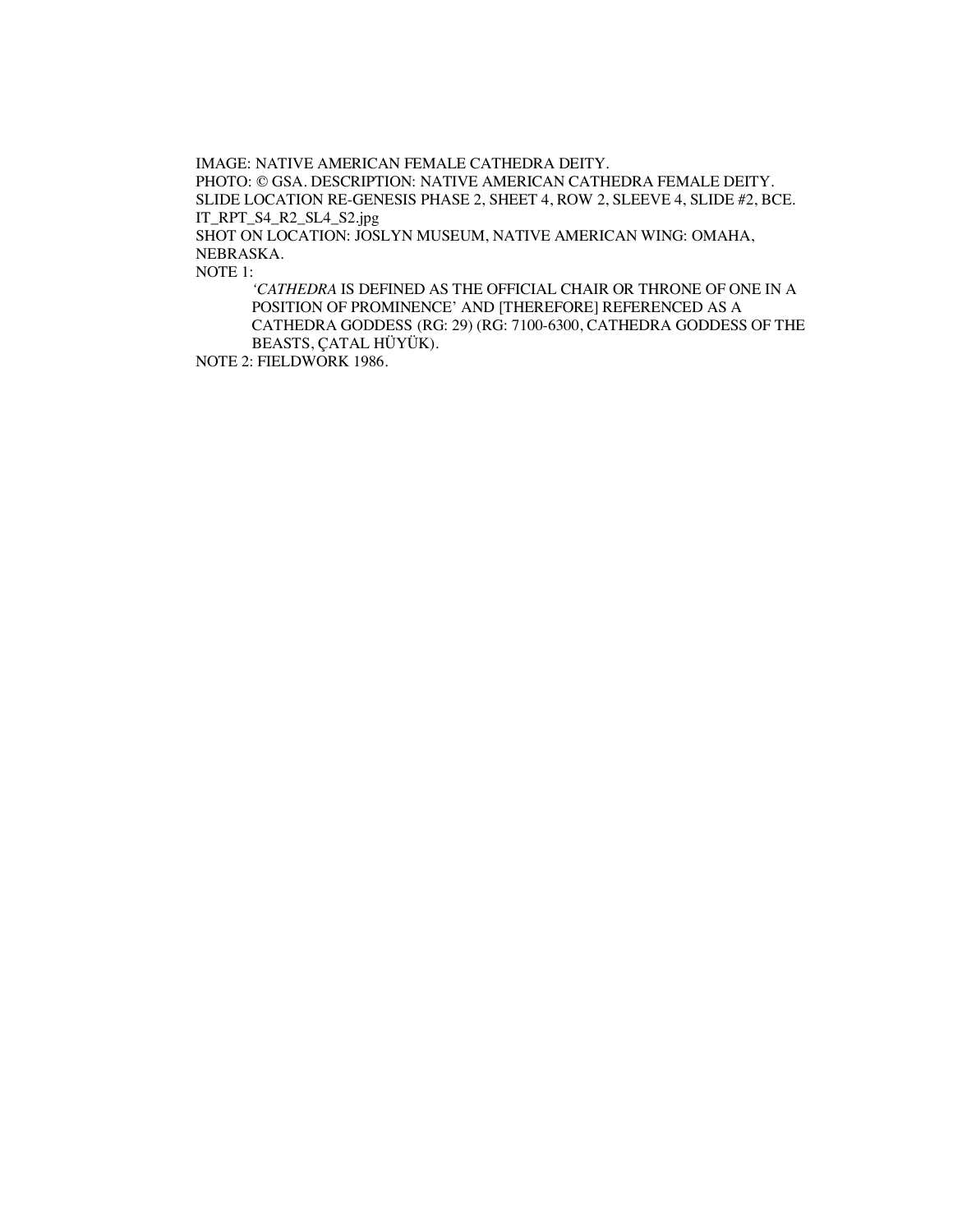IMAGE: NATIVE AMERICAN FEMALE CATHEDRA DEITY.
PHOTO: © GSA. DESCRIPTION: NATIVE AMERICAN CATHEDRA FEMALE DEITY.
SLIDE LOCATION RE-GENESIS PHASE 2, SHEET 4, ROW 2, SLEEVE 4, SLIDE #2, BCE.
IT_RPT_S4_R2_SL4_S2.jpg
SHOT ON LOCATION: JOSLYN MUSEUM, NATIVE AMERICAN WING: OMAHA, NEBRASKA.
NOTE 1:

> '*CATHEDRA* IS DEFINED AS THE OFFICIAL CHAIR OR THRONE OF ONE IN A POSITION OF PROMINENCE' AND [THEREFORE] REFERENCED AS A CATHEDRA GODDESS (RG: 29) (RG: 7100-6300, CATHEDRA GODDESS OF THE BEASTS, ÇATAL HÜYÜK).

NOTE 2: FIELDWORK 1986.